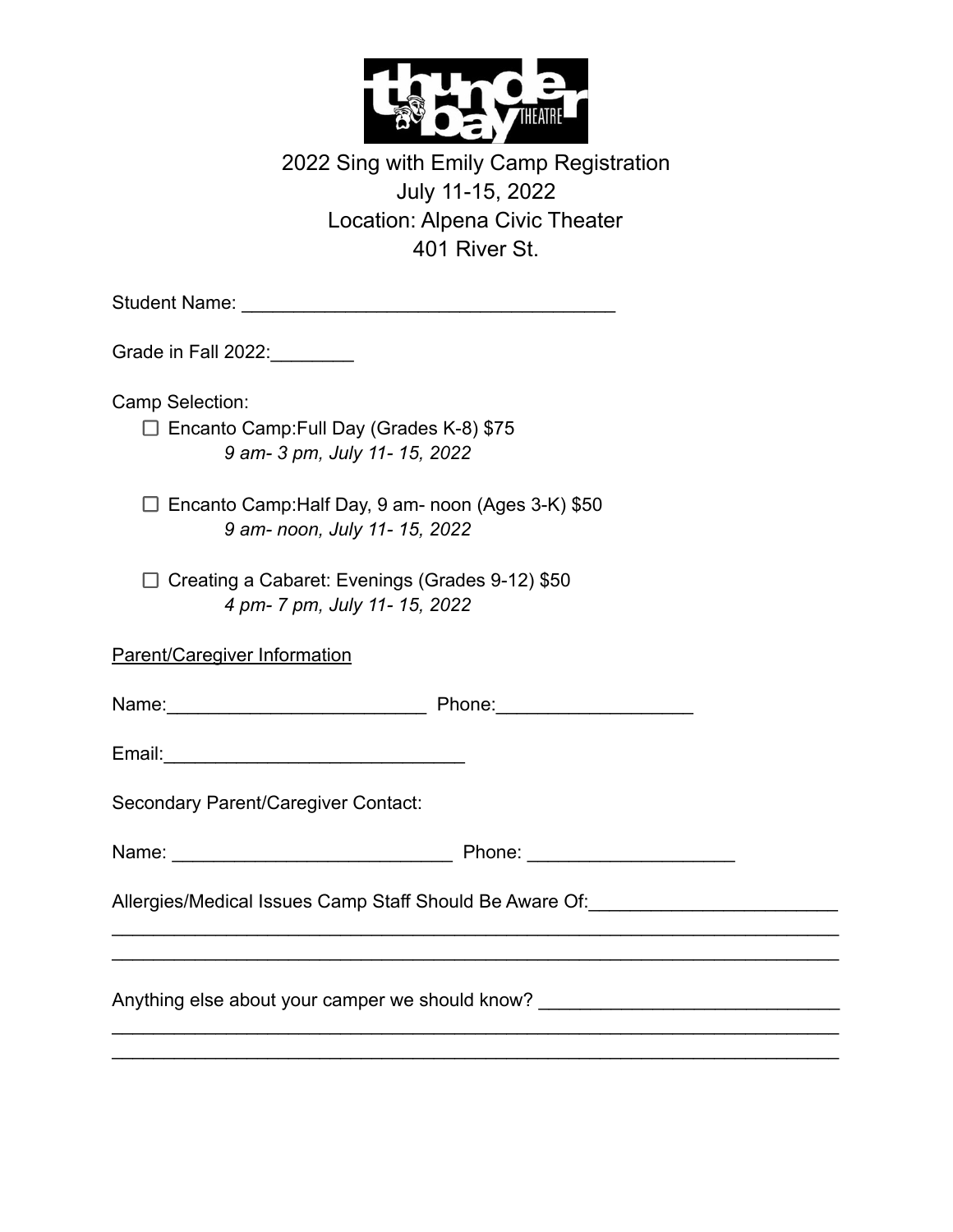thunder bay THEATRE

# 2022 Sing with Emily Camp Registration
## July 11-15, 2022
## Location: Alpena Civic Theater
## 401 River St.

Student Name: ____________________________________

Grade in Fall 2022:________

Camp Selection:

- ☐ Encanto Camp:Full Day (Grades K-8) $75
  *9 am- 3 pm, July 11- 15, 2022*

- ☐ Encanto Camp:Half Day, 9 am- noon (Ages 3-K) $50
  *9 am- noon, July 11- 15, 2022*

- ☐ Creating a Cabaret: Evenings (Grades 9-12) $50
  *4 pm- 7 pm, July 11- 15, 2022*

Parent/Caregiver Information

Name:_________________________ Phone:___________________

Email:_____________________________

Secondary Parent/Caregiver Contact:

Name: ___________________________ Phone: ____________________

Allergies/Medical Issues Camp Staff Should Be Aware Of:________________________
_______________________________________________________________________
_______________________________________________________________________

Anything else about your camper we should know? _____________________________
_______________________________________________________________________
_______________________________________________________________________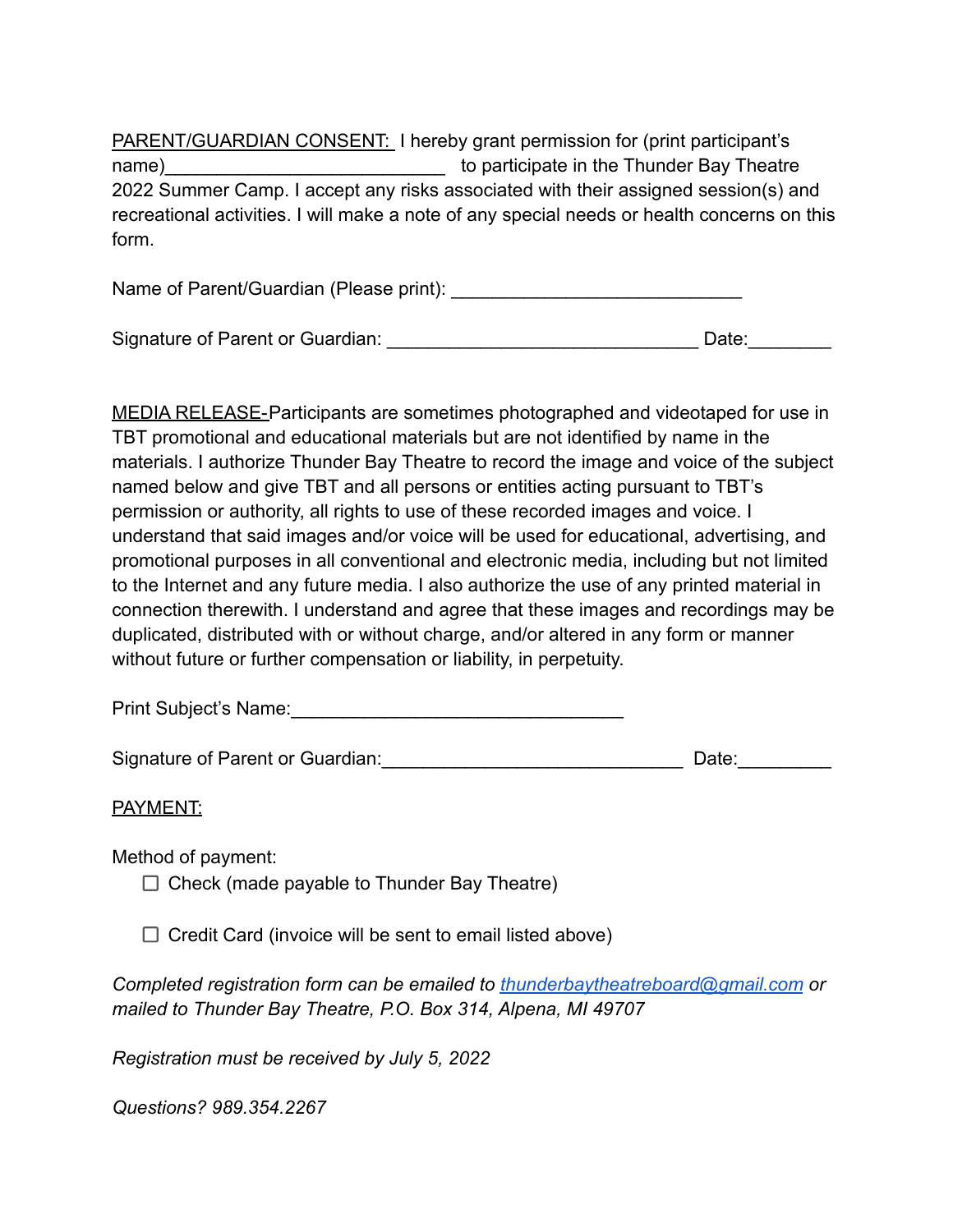<u>PARENT/GUARDIAN CONSENT:</u> I hereby grant permission for (print participant's name)___________________________ to participate in the Thunder Bay Theatre 2022 Summer Camp. I accept any risks associated with their assigned session(s) and recreational activities. I will make a note of any special needs or health concerns on this form.

Name of Parent/Guardian (Please print): ____________________________

Signature of Parent or Guardian: ______________________________ Date:________

<u>MEDIA RELEASE-</u>Participants are sometimes photographed and videotaped for use in TBT promotional and educational materials but are not identified by name in the materials. I authorize Thunder Bay Theatre to record the image and voice of the subject named below and give TBT and all persons or entities acting pursuant to TBT's permission or authority, all rights to use of these recorded images and voice. I understand that said images and/or voice will be used for educational, advertising, and promotional purposes in all conventional and electronic media, including but not limited to the Internet and any future media. I also authorize the use of any printed material in connection therewith. I understand and agree that these images and recordings may be duplicated, distributed with or without charge, and/or altered in any form or manner without future or further compensation or liability, in perpetuity.

Print Subject's Name:________________________________

Signature of Parent or Guardian:_____________________________ Date:_________

<u>PAYMENT:</u>

Method of payment:

- ☐ Check (made payable to Thunder Bay Theatre)
- ☐ Credit Card (invoice will be sent to email listed above)

*Completed registration form can be emailed to [thunderbaytheatreboard@gmail.com](mailto:thunderbaytheatreboard@gmail.com) or mailed to Thunder Bay Theatre, P.O. Box 314, Alpena, MI 49707*

*Registration must be received by July 5, 2022*

*Questions? 989.354.2267*